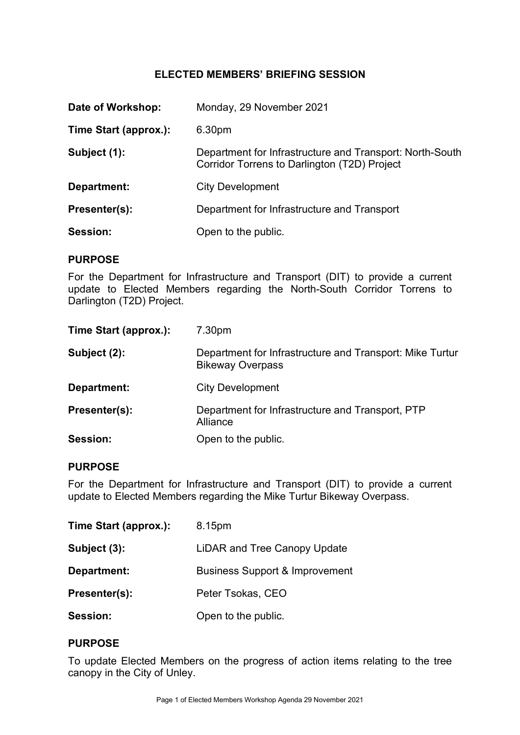# ELECTED MEMBERS' BRIEFING SESSION

| | |
|---|---|
| **Date of Workshop:** | Monday, 29 November 2021 |
| **Time Start (approx.):** | 6.30pm |
| **Subject (1):** | Department for Infrastructure and Transport: North-South Corridor Torrens to Darlington (T2D) Project |
| **Department:** | City Development |
| **Presenter(s):** | Department for Infrastructure and Transport |
| **Session:** | Open to the public. |

## PURPOSE

For the Department for Infrastructure and Transport (DIT) to provide a current update to Elected Members regarding the North-South Corridor Torrens to Darlington (T2D) Project.

| | |
|---|---|
| **Time Start (approx.):** | 7.30pm |
| **Subject (2):** | Department for Infrastructure and Transport: Mike Turtur Bikeway Overpass |
| **Department:** | City Development |
| **Presenter(s):** | Department for Infrastructure and Transport, PTP Alliance |
| **Session:** | Open to the public. |

## PURPOSE

For the Department for Infrastructure and Transport (DIT) to provide a current update to Elected Members regarding the Mike Turtur Bikeway Overpass.

| | |
|---|---|
| **Time Start (approx.):** | 8.15pm |
| **Subject (3):** | LiDAR and Tree Canopy Update |
| **Department:** | Business Support & Improvement |
| **Presenter(s):** | Peter Tsokas, CEO |
| **Session:** | Open to the public. |

## PURPOSE

To update Elected Members on the progress of action items relating to the tree canopy in the City of Unley.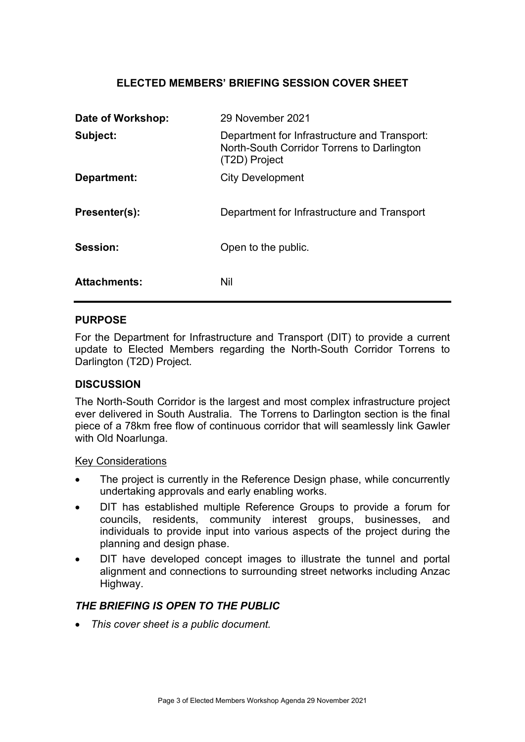## ELECTED MEMBERS' BRIEFING SESSION COVER SHEET

| | |
|---|---|
| **Date of Workshop:** | 29 November 2021 |
| **Subject:** | Department for Infrastructure and Transport: North-South Corridor Torrens to Darlington (T2D) Project |
| **Department:** | City Development |
| **Presenter(s):** | Department for Infrastructure and Transport |
| **Session:** | Open to the public. |
| **Attachments:** | Nil |

### PURPOSE

For the Department for Infrastructure and Transport (DIT) to provide a current update to Elected Members regarding the North-South Corridor Torrens to Darlington (T2D) Project.

### DISCUSSION

The North-South Corridor is the largest and most complex infrastructure project ever delivered in South Australia. The Torrens to Darlington section is the final piece of a 78km free flow of continuous corridor that will seamlessly link Gawler with Old Noarlunga.

Key Considerations

- The project is currently in the Reference Design phase, while concurrently undertaking approvals and early enabling works.
- DIT has established multiple Reference Groups to provide a forum for councils, residents, community interest groups, businesses, and individuals to provide input into various aspects of the project during the planning and design phase.
- DIT have developed concept images to illustrate the tunnel and portal alignment and connections to surrounding street networks including Anzac Highway.

### *THE BRIEFING IS OPEN TO THE PUBLIC*

- *This cover sheet is a public document.*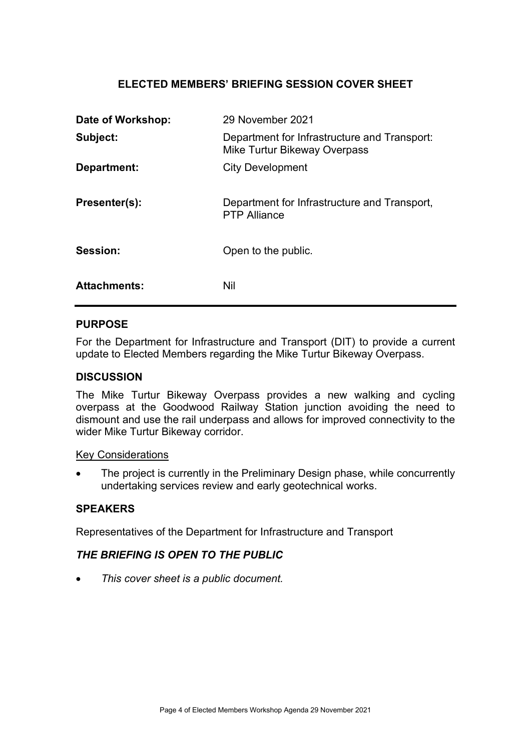# ELECTED MEMBERS' BRIEFING SESSION COVER SHEET

| | |
|---|---|
| **Date of Workshop:** | 29 November 2021 |
| **Subject:** | Department for Infrastructure and Transport: Mike Turtur Bikeway Overpass |
| **Department:** | City Development |
| **Presenter(s):** | Department for Infrastructure and Transport, PTP Alliance |
| **Session:** | Open to the public. |
| **Attachments:** | Nil |

## PURPOSE

For the Department for Infrastructure and Transport (DIT) to provide a current update to Elected Members regarding the Mike Turtur Bikeway Overpass.

## DISCUSSION

The Mike Turtur Bikeway Overpass provides a new walking and cycling overpass at the Goodwood Railway Station junction avoiding the need to dismount and use the rail underpass and allows for improved connectivity to the wider Mike Turtur Bikeway corridor.

Key Considerations

- The project is currently in the Preliminary Design phase, while concurrently undertaking services review and early geotechnical works.

## SPEAKERS

Representatives of the Department for Infrastructure and Transport

## *THE BRIEFING IS OPEN TO THE PUBLIC*

- *This cover sheet is a public document.*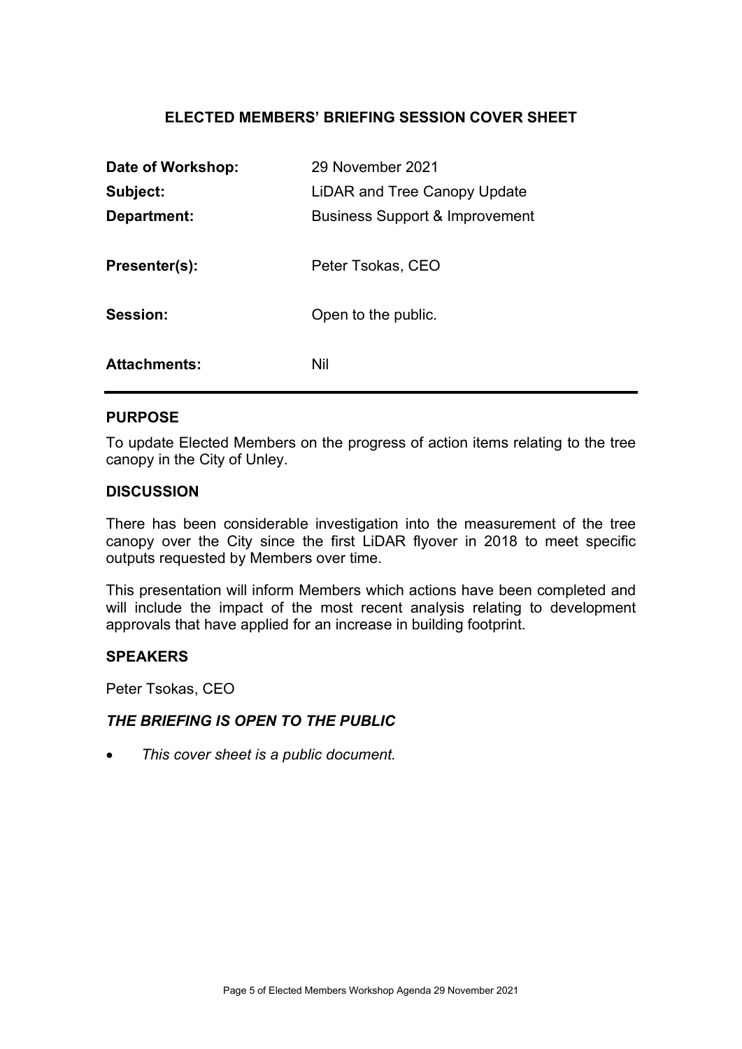## ELECTED MEMBERS' BRIEFING SESSION COVER SHEET

| | |
|---|---|
| **Date of Workshop:** | 29 November 2021 |
| **Subject:** | LiDAR and Tree Canopy Update |
| **Department:** | Business Support & Improvement |
| **Presenter(s):** | Peter Tsokas, CEO |
| **Session:** | Open to the public. |
| **Attachments:** | Nil |

### PURPOSE

To update Elected Members on the progress of action items relating to the tree canopy in the City of Unley.

### DISCUSSION

There has been considerable investigation into the measurement of the tree canopy over the City since the first LiDAR flyover in 2018 to meet specific outputs requested by Members over time.

This presentation will inform Members which actions have been completed and will include the impact of the most recent analysis relating to development approvals that have applied for an increase in building footprint.

### SPEAKERS

Peter Tsokas, CEO

### *THE BRIEFING IS OPEN TO THE PUBLIC*

- *This cover sheet is a public document.*